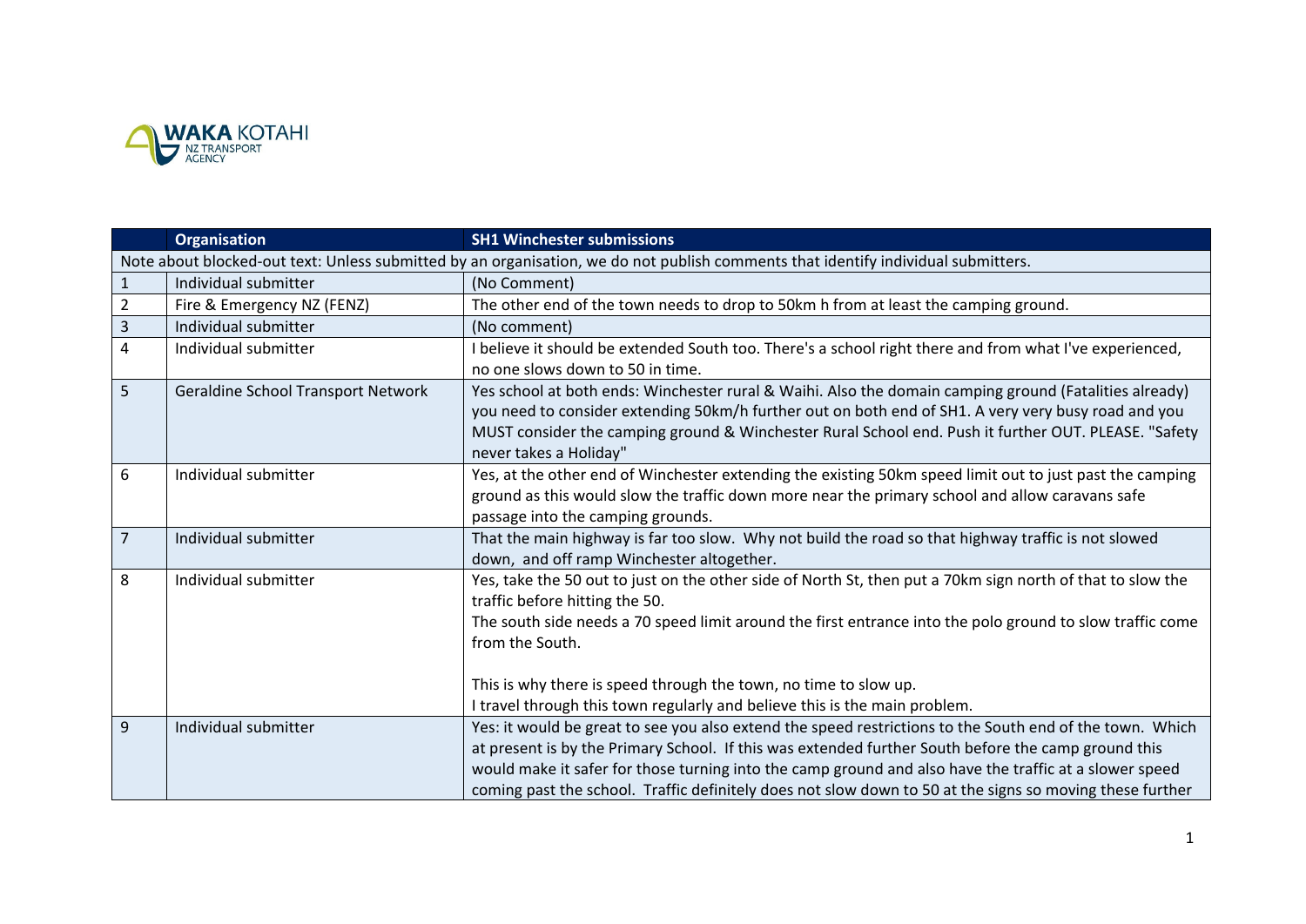| | Organisation | SH1 Winchester submissions |
|---|---|---|
| Note about blocked-out text: Unless submitted by an organisation, we do not publish comments that identify individual submitters. | | |
| 1 | Individual submitter | (No Comment) |
| 2 | Fire & Emergency NZ (FENZ) | The other end of the town needs to drop to 50km h from at least the camping ground. |
| 3 | Individual submitter | (No comment) |
| 4 | Individual submitter | I believe it should be extended South too. There's a school right there and from what I've experienced, no one slows down to 50 in time. |
| 5 | Geraldine School Transport Network | Yes school at both ends: Winchester rural & Waihi. Also the domain camping ground (Fatalities already) you need to consider extending 50km/h further out on both end of SH1. A very very busy road and you MUST consider the camping ground & Winchester Rural School end. Push it further OUT. PLEASE. "Safety never takes a Holiday" |
| 6 | Individual submitter | Yes, at the other end of Winchester extending the existing 50km speed limit out to just past the camping ground as this would slow the traffic down more near the primary school and allow caravans safe passage into the camping grounds. |
| 7 | Individual submitter | That the main highway is far too slow. Why not build the road so that highway traffic is not slowed down, and off ramp Winchester altogether. |
| 8 | Individual submitter | Yes, take the 50 out to just on the other side of North St, then put a 70km sign north of that to slow the traffic before hitting the 50.<br>The south side needs a 70 speed limit around the first entrance into the polo ground to slow traffic come from the South.<br><br>This is why there is speed through the town, no time to slow up.<br>I travel through this town regularly and believe this is the main problem. |
| 9 | Individual submitter | Yes: it would be great to see you also extend the speed restrictions to the South end of the town. Which at present is by the Primary School. If this was extended further South before the camp ground this would make it safer for those turning into the camp ground and also have the traffic at a slower speed coming past the school. Traffic definitely does not slow down to 50 at the signs so moving these further |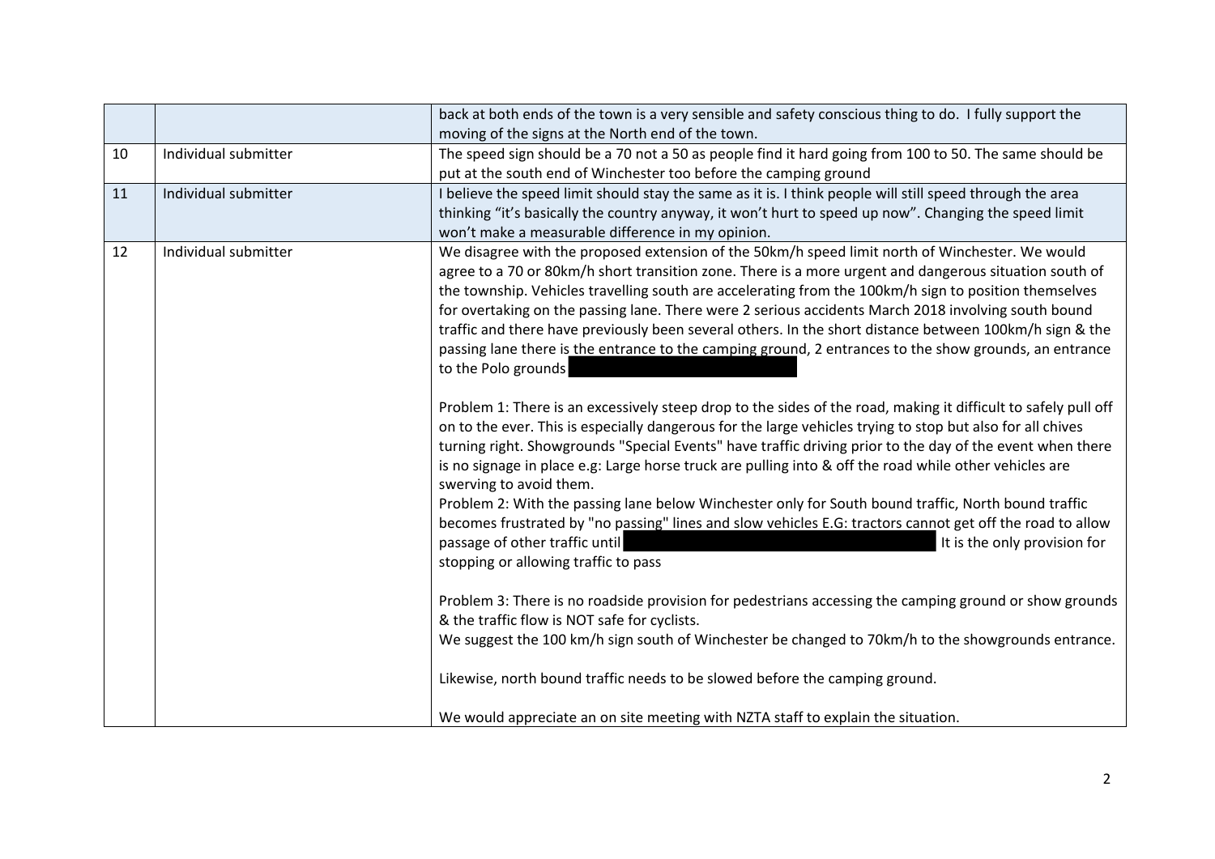| | | |
|---|---|---|
| | | back at both ends of the town is a very sensible and safety conscious thing to do. I fully support the moving of the signs at the North end of the town. |
| 10 | Individual submitter | The speed sign should be a 70 not a 50 as people find it hard going from 100 to 50. The same should be put at the south end of Winchester too before the camping ground |
| 11 | Individual submitter | I believe the speed limit should stay the same as it is. I think people will still speed through the area thinking "it's basically the country anyway, it won't hurt to speed up now". Changing the speed limit won't make a measurable difference in my opinion. |
| 12 | Individual submitter | We disagree with the proposed extension of the 50km/h speed limit north of Winchester. We would agree to a 70 or 80km/h short transition zone. There is a more urgent and dangerous situation south of the township. Vehicles travelling south are accelerating from the 100km/h sign to position themselves for overtaking on the passing lane. There were 2 serious accidents March 2018 involving south bound traffic and there have previously been several others. In the short distance between 100km/h sign & the passing lane there is the entrance to the camping ground, 2 entrances to the show grounds, an entrance to the Polo grounds [redacted]<br><br>Problem 1: There is an excessively steep drop to the sides of the road, making it difficult to safely pull off on to the ever. This is especially dangerous for the large vehicles trying to stop but also for all chives turning right. Showgrounds "Special Events" have traffic driving prior to the day of the event when there is no signage in place e.g: Large horse truck are pulling into & off the road while other vehicles are swerving to avoid them.<br>Problem 2: With the passing lane below Winchester only for South bound traffic, North bound traffic becomes frustrated by "no passing" lines and slow vehicles E.G: tractors cannot get off the road to allow passage of other traffic until [redacted] It is the only provision for stopping or allowing traffic to pass<br><br>Problem 3: There is no roadside provision for pedestrians accessing the camping ground or show grounds & the traffic flow is NOT safe for cyclists.<br>We suggest the 100 km/h sign south of Winchester be changed to 70km/h to the showgrounds entrance.<br><br>Likewise, north bound traffic needs to be slowed before the camping ground.<br><br>We would appreciate an on site meeting with NZTA staff to explain the situation. |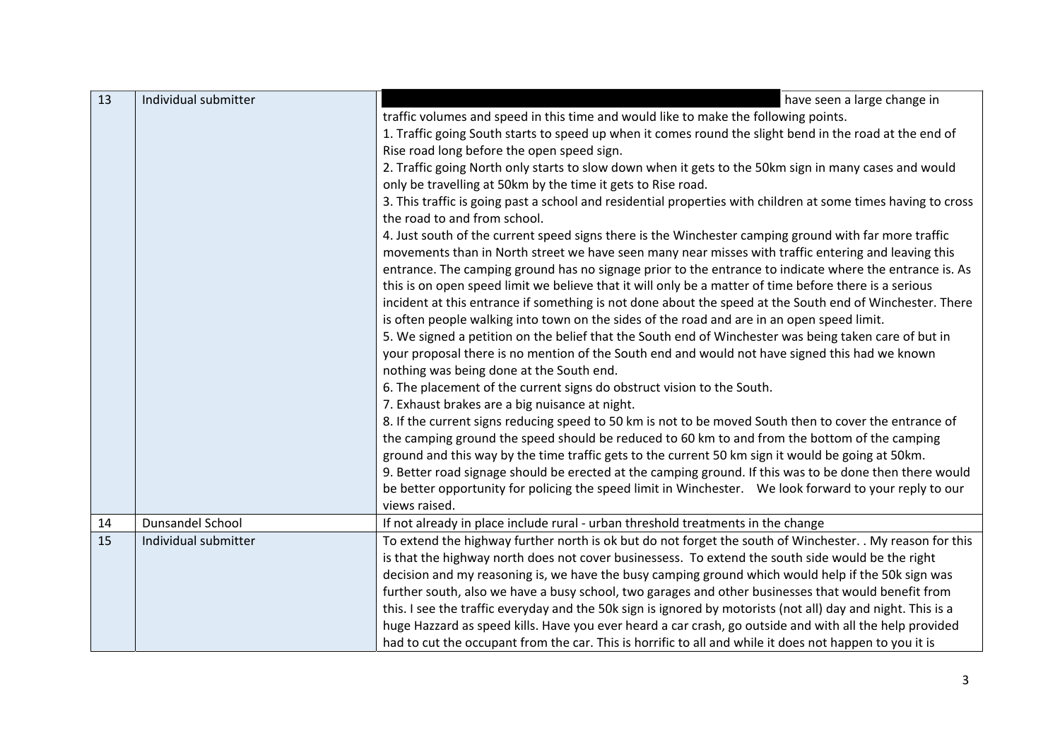| 13 | Individual submitter | have seen a large change in traffic volumes and speed in this time and would like to make the following points.<br>1. Traffic going South starts to speed up when it comes round the slight bend in the road at the end of Rise road long before the open speed sign.<br>2. Traffic going North only starts to slow down when it gets to the 50km sign in many cases and would only be travelling at 50km by the time it gets to Rise road.<br>3. This traffic is going past a school and residential properties with children at some times having to cross the road to and from school.<br>4. Just south of the current speed signs there is the Winchester camping ground with far more traffic movements than in North street we have seen many near misses with traffic entering and leaving this entrance. The camping ground has no signage prior to the entrance to indicate where the entrance is. As this is on open speed limit we believe that it will only be a matter of time before there is a serious incident at this entrance if something is not done about the speed at the South end of Winchester. There is often people walking into town on the sides of the road and are in an open speed limit.<br>5. We signed a petition on the belief that the South end of Winchester was being taken care of but in your proposal there is no mention of the South end and would not have signed this had we known nothing was being done at the South end.<br>6. The placement of the current signs do obstruct vision to the South.<br>7. Exhaust brakes are a big nuisance at night.<br>8. If the current signs reducing speed to 50 km is not to be moved South then to cover the entrance of the camping ground the speed should be reduced to 60 km to and from the bottom of the camping ground and this way by the time traffic gets to the current 50 km sign it would be going at 50km.<br>9. Better road signage should be erected at the camping ground. If this was to be done then there would be better opportunity for policing the speed limit in Winchester. We look forward to your reply to our views raised. |
|---|---|---|
| 14 | Dunsandel School | If not already in place include rural - urban threshold treatments in the change |
| 15 | Individual submitter | To extend the highway further north is ok but do not forget the south of Winchester. . My reason for this is that the highway north does not cover businessess. To extend the south side would be the right decision and my reasoning is, we have the busy camping ground which would help if the 50k sign was further south, also we have a busy school, two garages and other businesses that would benefit from this. I see the traffic everyday and the 50k sign is ignored by motorists (not all) day and night. This is a huge Hazzard as speed kills. Have you ever heard a car crash, go outside and with all the help provided had to cut the occupant from the car. This is horrific to all and while it does not happen to you it is |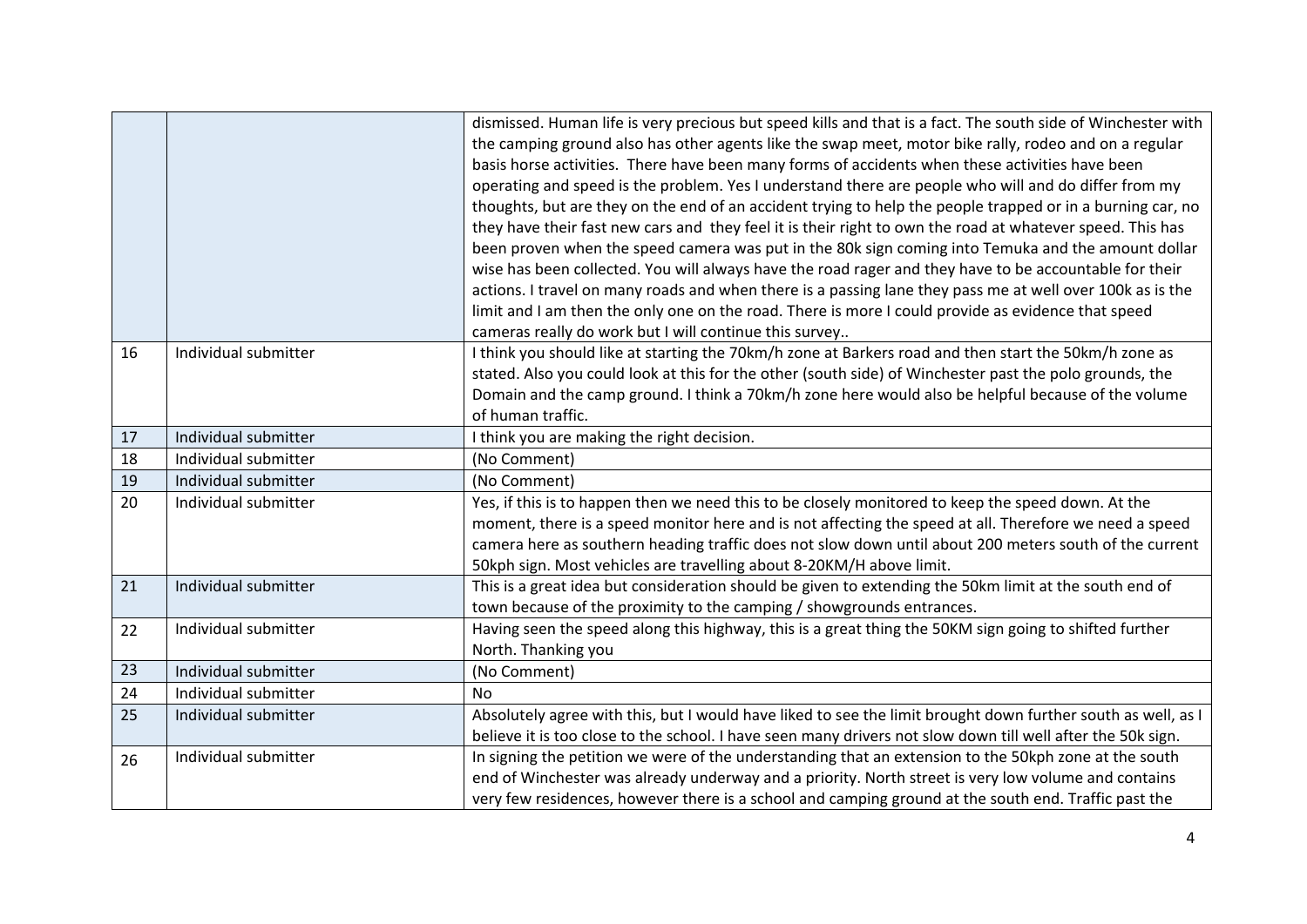| | | |
|---|---|---|
| | | dismissed. Human life is very precious but speed kills and that is a fact. The south side of Winchester with the camping ground also has other agents like the swap meet, motor bike rally, rodeo and on a regular basis horse activities. There have been many forms of accidents when these activities have been operating and speed is the problem. Yes I understand there are people who will and do differ from my thoughts, but are they on the end of an accident trying to help the people trapped or in a burning car, no they have their fast new cars and they feel it is their right to own the road at whatever speed. This has been proven when the speed camera was put in the 80k sign coming into Temuka and the amount dollar wise has been collected. You will always have the road rager and they have to be accountable for their actions. I travel on many roads and when there is a passing lane they pass me at well over 100k as is the limit and I am then the only one on the road. There is more I could provide as evidence that speed cameras really do work but I will continue this survey.. |
| 16 | Individual submitter | I think you should like at starting the 70km/h zone at Barkers road and then start the 50km/h zone as stated. Also you could look at this for the other (south side) of Winchester past the polo grounds, the Domain and the camp ground. I think a 70km/h zone here would also be helpful because of the volume of human traffic. |
| 17 | Individual submitter | I think you are making the right decision. |
| 18 | Individual submitter | (No Comment) |
| 19 | Individual submitter | (No Comment) |
| 20 | Individual submitter | Yes, if this is to happen then we need this to be closely monitored to keep the speed down. At the moment, there is a speed monitor here and is not affecting the speed at all. Therefore we need a speed camera here as southern heading traffic does not slow down until about 200 meters south of the current 50kph sign. Most vehicles are travelling about 8-20KM/H above limit. |
| 21 | Individual submitter | This is a great idea but consideration should be given to extending the 50km limit at the south end of town because of the proximity to the camping / showgrounds entrances. |
| 22 | Individual submitter | Having seen the speed along this highway, this is a great thing the 50KM sign going to shifted further North. Thanking you |
| 23 | Individual submitter | (No Comment) |
| 24 | Individual submitter | No |
| 25 | Individual submitter | Absolutely agree with this, but I would have liked to see the limit brought down further south as well, as I believe it is too close to the school. I have seen many drivers not slow down till well after the 50k sign. |
| 26 | Individual submitter | In signing the petition we were of the understanding that an extension to the 50kph zone at the south end of Winchester was already underway and a priority. North street is very low volume and contains very few residences, however there is a school and camping ground at the south end. Traffic past the |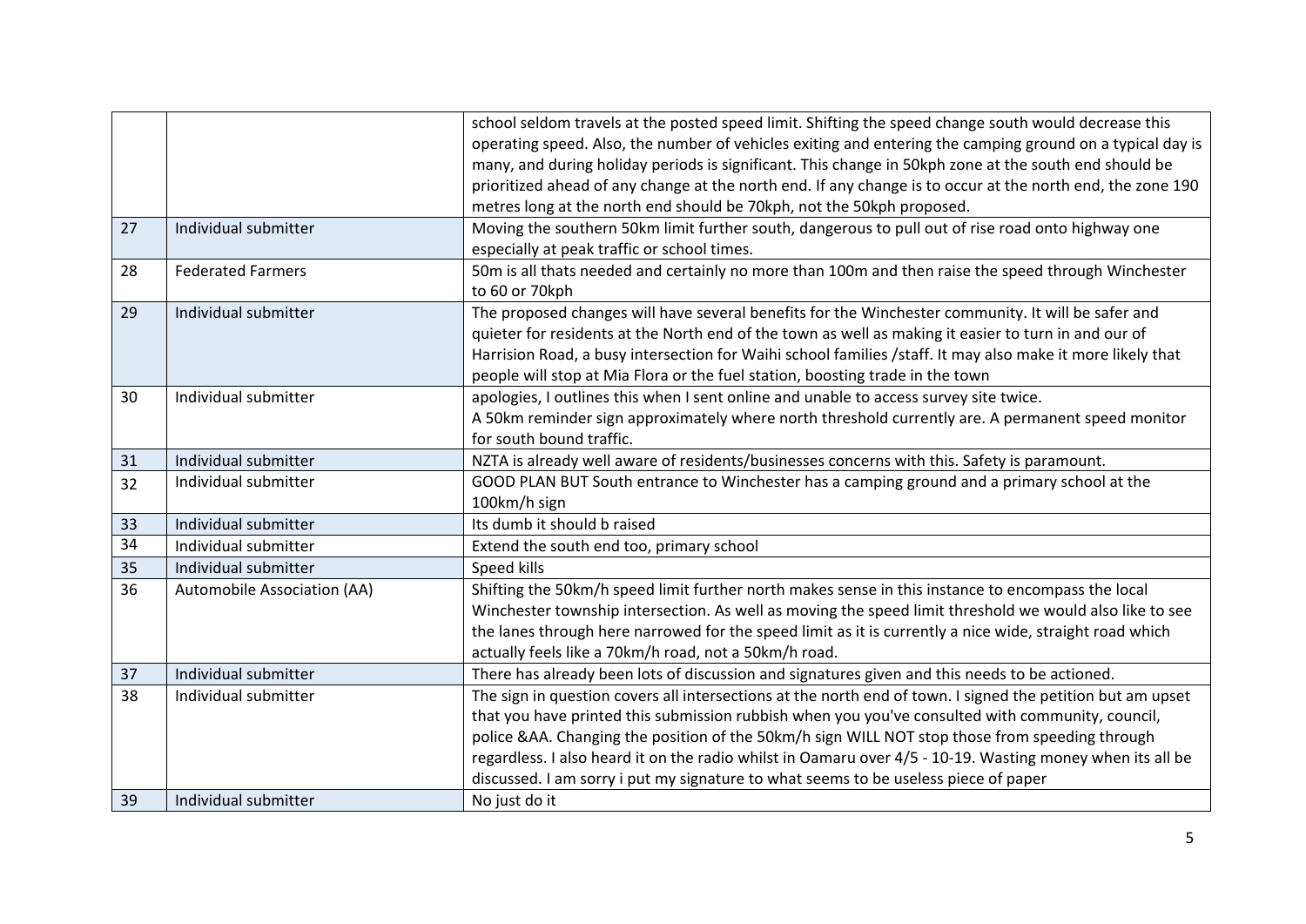| | | |
|---|---|---|
| | | school seldom travels at the posted speed limit. Shifting the speed change south would decrease this operating speed. Also, the number of vehicles exiting and entering the camping ground on a typical day is many, and during holiday periods is significant. This change in 50kph zone at the south end should be prioritized ahead of any change at the north end. If any change is to occur at the north end, the zone 190 metres long at the north end should be 70kph, not the 50kph proposed. |
| 27 | Individual submitter | Moving the southern 50km limit further south, dangerous to pull out of rise road onto highway one especially at peak traffic or school times. |
| 28 | Federated Farmers | 50m is all thats needed and certainly no more than 100m and then raise the speed through Winchester to 60 or 70kph |
| 29 | Individual submitter | The proposed changes will have several benefits for the Winchester community. It will be safer and quieter for residents at the North end of the town as well as making it easier to turn in and our of Harrision Road, a busy intersection for Waihi school families /staff. It may also make it more likely that people will stop at Mia Flora or the fuel station, boosting trade in the town |
| 30 | Individual submitter | apologies, I outlines this when I sent online and unable to access survey site twice.<br>A 50km reminder sign approximately where north threshold currently are. A permanent speed monitor for south bound traffic. |
| 31 | Individual submitter | NZTA is already well aware of residents/businesses concerns with this. Safety is paramount. |
| 32 | Individual submitter | GOOD PLAN BUT South entrance to Winchester has a camping ground and a primary school at the 100km/h sign |
| 33 | Individual submitter | Its dumb it should b raised |
| 34 | Individual submitter | Extend the south end too, primary school |
| 35 | Individual submitter | Speed kills |
| 36 | Automobile Association (AA) | Shifting the 50km/h speed limit further north makes sense in this instance to encompass the local Winchester township intersection. As well as moving the speed limit threshold we would also like to see the lanes through here narrowed for the speed limit as it is currently a nice wide, straight road which actually feels like a 70km/h road, not a 50km/h road. |
| 37 | Individual submitter | There has already been lots of discussion and signatures given and this needs to be actioned. |
| 38 | Individual submitter | The sign in question covers all intersections at the north end of town. I signed the petition but am upset that you have printed this submission rubbish when you you've consulted with community, council, police &AA. Changing the position of the 50km/h sign WILL NOT stop those from speeding through regardless. I also heard it on the radio whilst in Oamaru over 4/5 - 10-19. Wasting money when its all be discussed. I am sorry i put my signature to what seems to be useless piece of paper |
| 39 | Individual submitter | No just do it |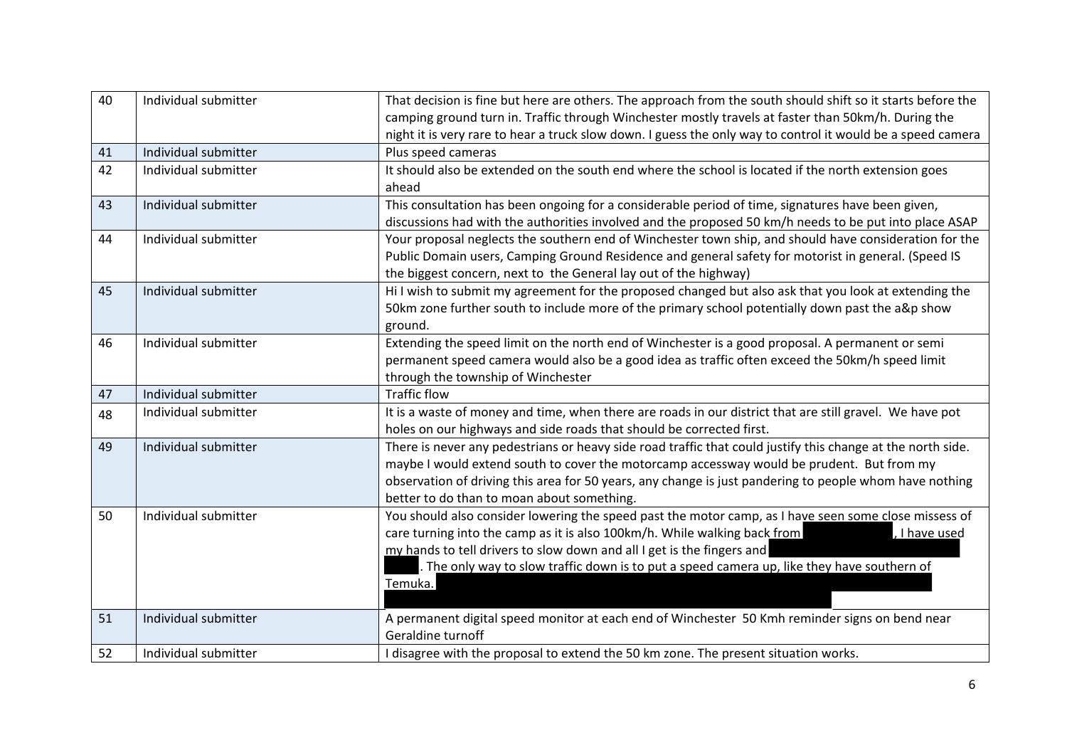| | | |
|---|---|---|
| 40 | Individual submitter | That decision is fine but here are others. The approach from the south should shift so it starts before the camping ground turn in. Traffic through Winchester mostly travels at faster than 50km/h. During the night it is very rare to hear a truck slow down. I guess the only way to control it would be a speed camera |
| 41 | Individual submitter | Plus speed cameras |
| 42 | Individual submitter | It should also be extended on the south end where the school is located if the north extension goes ahead |
| 43 | Individual submitter | This consultation has been ongoing for a considerable period of time, signatures have been given, discussions had with the authorities involved and the proposed 50 km/h needs to be put into place ASAP |
| 44 | Individual submitter | Your proposal neglects the southern end of Winchester town ship, and should have consideration for the Public Domain users, Camping Ground Residence and general safety for motorist in general. (Speed IS the biggest concern, next to the General lay out of the highway) |
| 45 | Individual submitter | Hi I wish to submit my agreement for the proposed changed but also ask that you look at extending the 50km zone further south to include more of the primary school potentially down past the a&p show ground. |
| 46 | Individual submitter | Extending the speed limit on the north end of Winchester is a good proposal. A permanent or semi permanent speed camera would also be a good idea as traffic often exceed the 50km/h speed limit through the township of Winchester |
| 47 | Individual submitter | Traffic flow |
| 48 | Individual submitter | It is a waste of money and time, when there are roads in our district that are still gravel. We have pot holes on our highways and side roads that should be corrected first. |
| 49 | Individual submitter | There is never any pedestrians or heavy side road traffic that could justify this change at the north side. maybe I would extend south to cover the motorcamp accessway would be prudent. But from my observation of driving this area for 50 years, any change is just pandering to people whom have nothing better to do than to moan about something. |
| 50 | Individual submitter | You should also consider lowering the speed past the motor camp, as I have seen some close missess of care turning into the camp as it is also 100km/h. While walking back from [redacted], I have used my hands to tell drivers to slow down and all I get is the fingers and [redacted]. The only way to slow traffic down is to put a speed camera up, like they have southern of Temuka. [redacted] |
| 51 | Individual submitter | A permanent digital speed monitor at each end of Winchester 50 Kmh reminder signs on bend near Geraldine turnoff |
| 52 | Individual submitter | I disagree with the proposal to extend the 50 km zone. The present situation works. |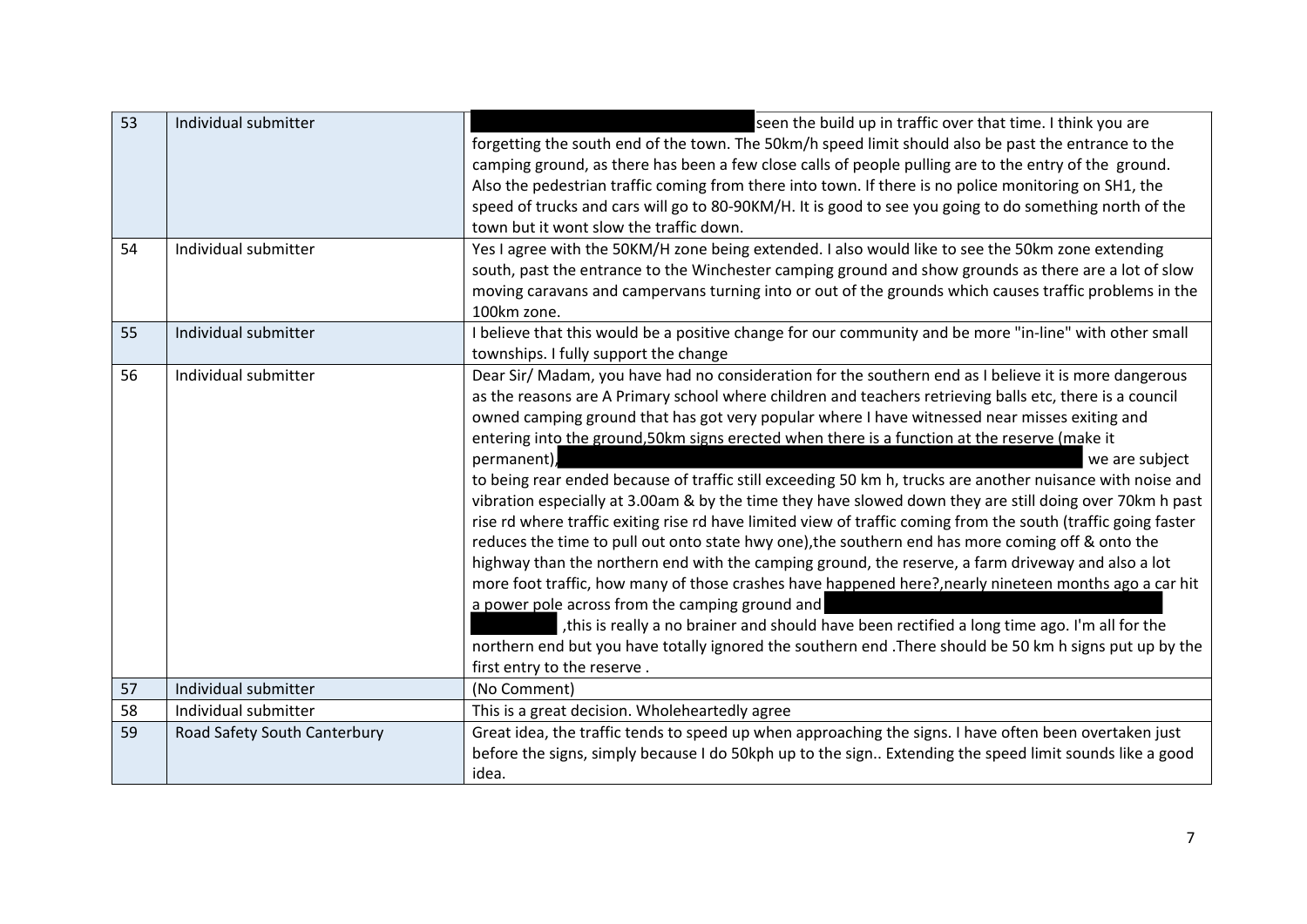| 53 | Individual submitter | seen the build up in traffic over that time. I think you are forgetting the south end of the town. The 50km/h speed limit should also be past the entrance to the camping ground, as there has been a few close calls of people pulling are to the entry of the ground. Also the pedestrian traffic coming from there into town. If there is no police monitoring on SH1, the speed of trucks and cars will go to 80-90KM/H. It is good to see you going to do something north of the town but it wont slow the traffic down. |
|---|---|---|
| 54 | Individual submitter | Yes I agree with the 50KM/H zone being extended. I also would like to see the 50km zone extending south, past the entrance to the Winchester camping ground and show grounds as there are a lot of slow moving caravans and campervans turning into or out of the grounds which causes traffic problems in the 100km zone. |
| 55 | Individual submitter | I believe that this would be a positive change for our community and be more "in-line" with other small townships. I fully support the change |
| 56 | Individual submitter | Dear Sir/ Madam, you have had no consideration for the southern end as I believe it is more dangerous as the reasons are A Primary school where children and teachers retrieving balls etc, there is a council owned camping ground that has got very popular where I have witnessed near misses exiting and entering into the ground,50km signs erected when there is a function at the reserve (make it permanent), we are subject to being rear ended because of traffic still exceeding 50 km h, trucks are another nuisance with noise and vibration especially at 3.00am & by the time they have slowed down they are still doing over 70km h past rise rd where traffic exiting rise rd have limited view of traffic coming from the south (traffic going faster reduces the time to pull out onto state hwy one),the southern end has more coming off & onto the highway than the northern end with the camping ground, the reserve, a farm driveway and also a lot more foot traffic, how many of those crashes have happened here?,nearly nineteen months ago a car hit a power pole across from the camping ground and ,this is really a no brainer and should have been rectified a long time ago. I'm all for the northern end but you have totally ignored the southern end .There should be 50 km h signs put up by the first entry to the reserve . |
| 57 | Individual submitter | (No Comment) |
| 58 | Individual submitter | This is a great decision. Wholeheartedly agree |
| 59 | Road Safety South Canterbury | Great idea, the traffic tends to speed up when approaching the signs. I have often been overtaken just before the signs, simply because I do 50kph up to the sign.. Extending the speed limit sounds like a good idea. |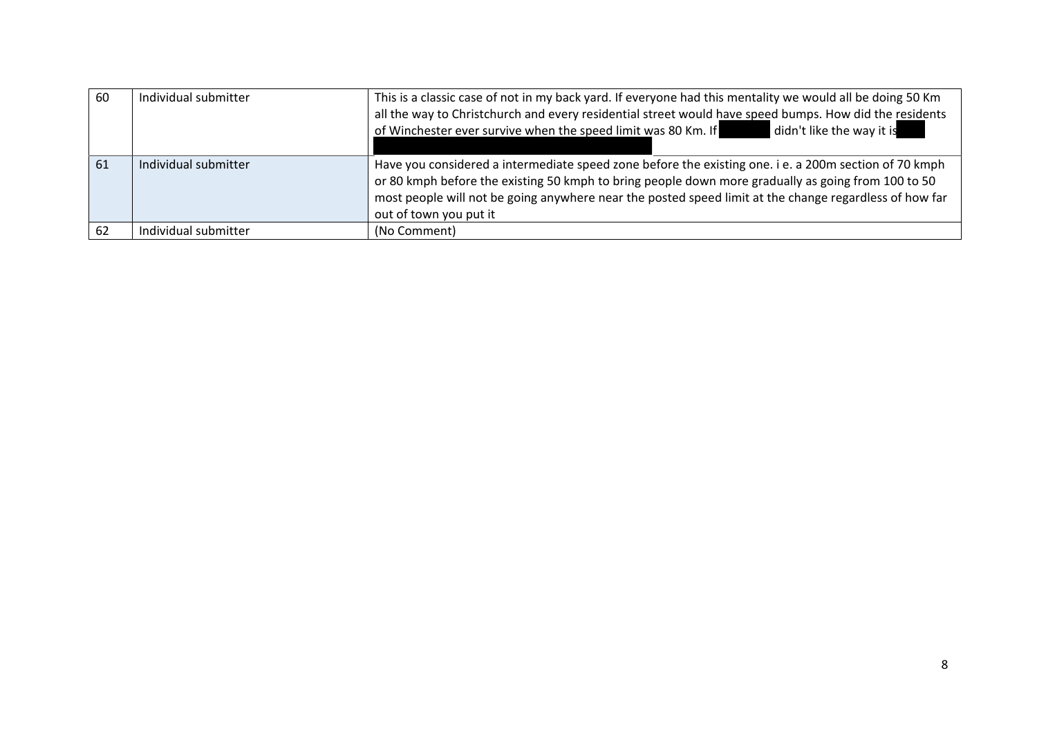| | | |
|---|---|---|
| 60 | Individual submitter | This is a classic case of not in my back yard. If everyone had this mentality we would all be doing 50 Km all the way to Christchurch and every residential street would have speed bumps. How did the residents of Winchester ever survive when the speed limit was 80 Km. If didn't like the way it is |
| 61 | Individual submitter | Have you considered a intermediate speed zone before the existing one. i e. a 200m section of 70 kmph or 80 kmph before the existing 50 kmph to bring people down more gradually as going from 100 to 50 most people will not be going anywhere near the posted speed limit at the change regardless of how far out of town you put it |
| 62 | Individual submitter | (No Comment) |